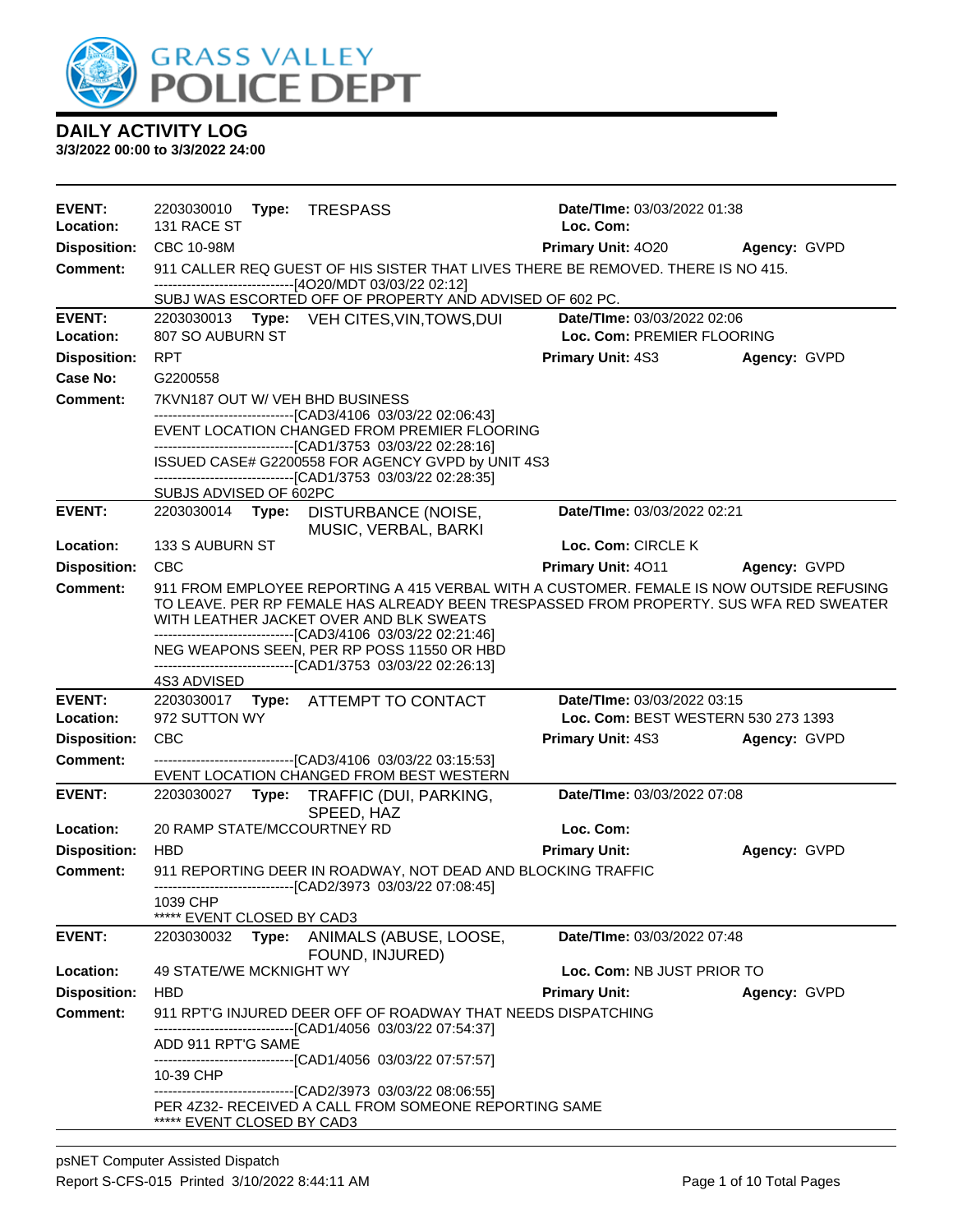# GRASS VALLEY POLICE DEPT

## DAILY ACTIVITY LOG

**3/3/2022 00:00 to 3/3/2022 24:00**

---

**EVENT:** 2203030010 **Type:** TRESPASS **Date/TIme:** 03/03/2022 01:38
**Location:** 131 RACE ST **Loc. Com:**
**Disposition:** CBC 10-98M **Primary Unit:** 4O20 **Agency:** GVPD
**Comment:** 911 CALLER REQ GUEST OF HIS SISTER THAT LIVES THERE BE REMOVED. THERE IS NO 415.
------------------------------[4O20/MDT 03/03/22 02:12]
SUBJ WAS ESCORTED OFF OF PROPERTY AND ADVISED OF 602 PC.

---

**EVENT:** 2203030013 **Type:** VEH CITES,VIN,TOWS,DUI **Date/TIme:** 03/03/2022 02:06
**Location:** 807 SO AUBURN ST **Loc. Com:** PREMIER FLOORING
**Disposition:** RPT **Primary Unit:** 4S3 **Agency:** GVPD
**Case No:** G2200558
**Comment:** 7KVN187 OUT W/ VEH BHD BUSINESS
------------------------------[CAD3/4106 03/03/22 02:06:43]
EVENT LOCATION CHANGED FROM PREMIER FLOORING
------------------------------[CAD1/3753 03/03/22 02:28:16]
ISSUED CASE# G2200558 FOR AGENCY GVPD by UNIT 4S3
------------------------------[CAD1/3753 03/03/22 02:28:35]
SUBJS ADVISED OF 602PC

---

**EVENT:** 2203030014 **Type:** DISTURBANCE (NOISE, MUSIC, VERBAL, BARKI **Date/TIme:** 03/03/2022 02:21
**Location:** 133 S AUBURN ST **Loc. Com:** CIRCLE K
**Disposition:** CBC **Primary Unit:** 4O11 **Agency:** GVPD
**Comment:** 911 FROM EMPLOYEE REPORTING A 415 VERBAL WITH A CUSTOMER. FEMALE IS NOW OUTSIDE REFUSING TO LEAVE. PER RP FEMALE HAS ALREADY BEEN TRESPASSED FROM PROPERTY. SUS WFA RED SWEATER WITH LEATHER JACKET OVER AND BLK SWEATS
------------------------------[CAD3/4106 03/03/22 02:21:46]
NEG WEAPONS SEEN, PER RP POSS 11550 OR HBD
------------------------------[CAD1/3753 03/03/22 02:26:13]
4S3 ADVISED

---

**EVENT:** 2203030017 **Type:** ATTEMPT TO CONTACT **Date/TIme:** 03/03/2022 03:15
**Location:** 972 SUTTON WY **Loc. Com:** BEST WESTERN 530 273 1393
**Disposition:** CBC **Primary Unit:** 4S3 **Agency:** GVPD
**Comment:** ------------------------------[CAD3/4106 03/03/22 03:15:53]
EVENT LOCATION CHANGED FROM BEST WESTERN

---

**EVENT:** 2203030027 **Type:** TRAFFIC (DUI, PARKING, SPEED, HAZ **Date/TIme:** 03/03/2022 07:08
**Location:** 20 RAMP STATE/MCCOURTNEY RD **Loc. Com:**
**Disposition:** HBD **Primary Unit:** **Agency:** GVPD
**Comment:** 911 REPORTING DEER IN ROADWAY, NOT DEAD AND BLOCKING TRAFFIC
------------------------------[CAD2/3973 03/03/22 07:08:45]
1039 CHP
***** EVENT CLOSED BY CAD3

---

**EVENT:** 2203030032 **Type:** ANIMALS (ABUSE, LOOSE, FOUND, INJURED) **Date/TIme:** 03/03/2022 07:48
**Location:** 49 STATE/WE MCKNIGHT WY **Loc. Com:** NB JUST PRIOR TO
**Disposition:** HBD **Primary Unit:** **Agency:** GVPD
**Comment:** 911 RPT'G INJURED DEER OFF OF ROADWAY THAT NEEDS DISPATCHING
------------------------------[CAD1/4056 03/03/22 07:54:37]
ADD 911 RPT'G SAME
------------------------------[CAD1/4056 03/03/22 07:57:57]
10-39 CHP
------------------------------[CAD2/3973 03/03/22 08:06:55]
PER 4Z32- RECEIVED A CALL FROM SOMEONE REPORTING SAME
***** EVENT CLOSED BY CAD3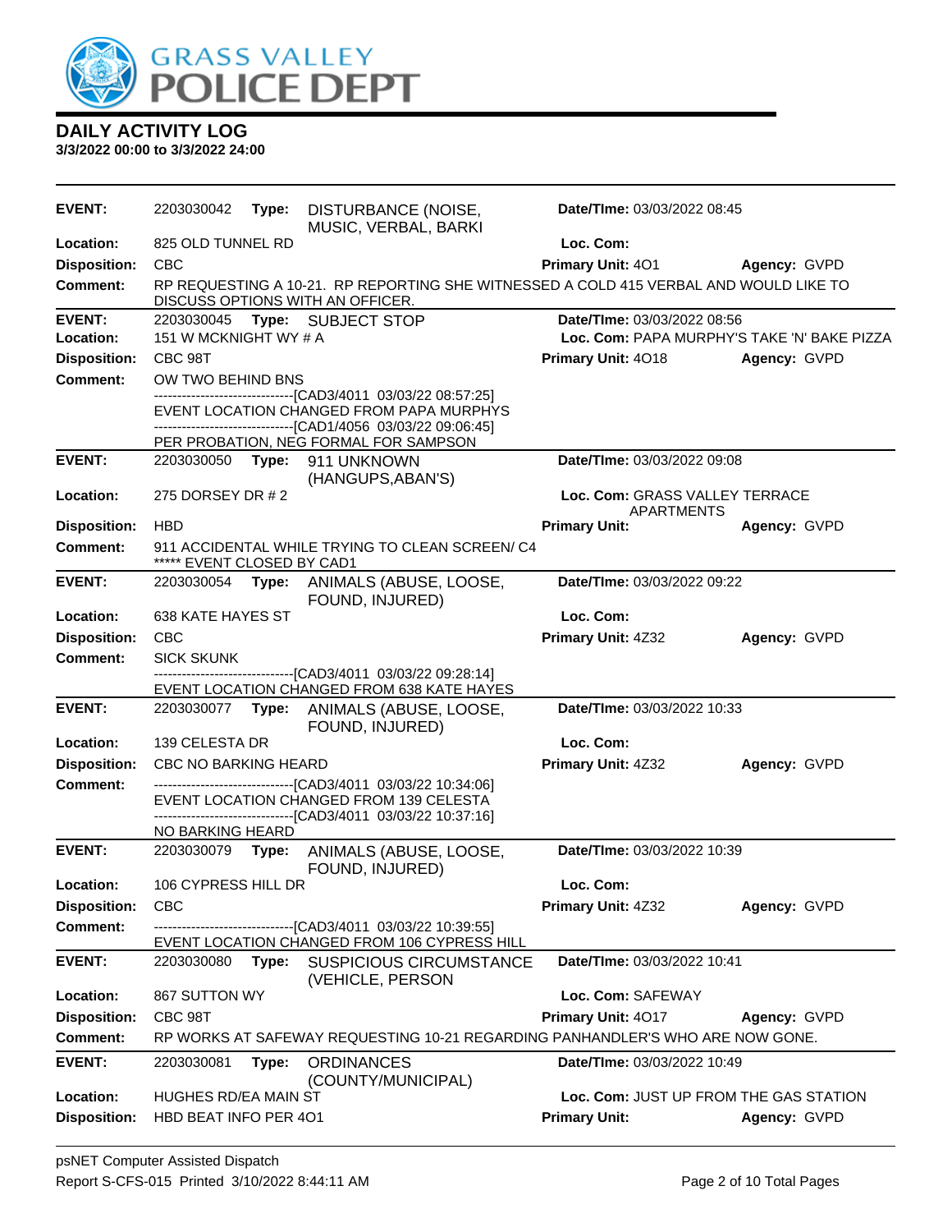# GRASS VALLEY POLICE DEPT

## DAILY ACTIVITY LOG

**3/3/2022 00:00 to 3/3/2022 24:00**

---

**EVENT:** 2203030042 **Type:** DISTURBANCE (NOISE, MUSIC, VERBAL, BARKI **Date/TIme:** 03/03/2022 08:45
**Location:** 825 OLD TUNNEL RD **Loc. Com:**
**Disposition:** CBC **Primary Unit:** 4O1 **Agency:** GVPD
**Comment:** RP REQUESTING A 10-21. RP REPORTING SHE WITNESSED A COLD 415 VERBAL AND WOULD LIKE TO DISCUSS OPTIONS WITH AN OFFICER.

---

**EVENT:** 2203030045 **Type:** SUBJECT STOP **Date/TIme:** 03/03/2022 08:56
**Location:** 151 W MCKNIGHT WY # A **Loc. Com:** PAPA MURPHY'S TAKE 'N' BAKE PIZZA
**Disposition:** CBC 98T **Primary Unit:** 4O18 **Agency:** GVPD
**Comment:** OW TWO BEHIND BNS
------------------------------[CAD3/4011 03/03/22 08:57:25]
EVENT LOCATION CHANGED FROM PAPA MURPHYS
------------------------------[CAD1/4056 03/03/22 09:06:45]
PER PROBATION, NEG FORMAL FOR SAMPSON

---

**EVENT:** 2203030050 **Type:** 911 UNKNOWN (HANGUPS,ABAN'S) **Date/TIme:** 03/03/2022 09:08
**Location:** 275 DORSEY DR # 2 **Loc. Com:** GRASS VALLEY TERRACE APARTMENTS
**Disposition:** HBD **Primary Unit:** **Agency:** GVPD
**Comment:** 911 ACCIDENTAL WHILE TRYING TO CLEAN SCREEN/ C4
***** EVENT CLOSED BY CAD1

---

**EVENT:** 2203030054 **Type:** ANIMALS (ABUSE, LOOSE, FOUND, INJURED) **Date/TIme:** 03/03/2022 09:22
**Location:** 638 KATE HAYES ST **Loc. Com:**
**Disposition:** CBC **Primary Unit:** 4Z32 **Agency:** GVPD
**Comment:** SICK SKUNK
------------------------------[CAD3/4011 03/03/22 09:28:14]
EVENT LOCATION CHANGED FROM 638 KATE HAYES

---

**EVENT:** 2203030077 **Type:** ANIMALS (ABUSE, LOOSE, FOUND, INJURED) **Date/TIme:** 03/03/2022 10:33
**Location:** 139 CELESTA DR **Loc. Com:**
**Disposition:** CBC NO BARKING HEARD **Primary Unit:** 4Z32 **Agency:** GVPD
**Comment:** ------------------------------[CAD3/4011 03/03/22 10:34:06]
EVENT LOCATION CHANGED FROM 139 CELESTA
------------------------------[CAD3/4011 03/03/22 10:37:16]
NO BARKING HEARD

---

**EVENT:** 2203030079 **Type:** ANIMALS (ABUSE, LOOSE, FOUND, INJURED) **Date/TIme:** 03/03/2022 10:39
**Location:** 106 CYPRESS HILL DR **Loc. Com:**
**Disposition:** CBC **Primary Unit:** 4Z32 **Agency:** GVPD
**Comment:** ------------------------------[CAD3/4011 03/03/22 10:39:55]
EVENT LOCATION CHANGED FROM 106 CYPRESS HILL

---

**EVENT:** 2203030080 **Type:** SUSPICIOUS CIRCUMSTANCE (VEHICLE, PERSON **Date/TIme:** 03/03/2022 10:41
**Location:** 867 SUTTON WY **Loc. Com:** SAFEWAY
**Disposition:** CBC 98T **Primary Unit:** 4O17 **Agency:** GVPD
**Comment:** RP WORKS AT SAFEWAY REQUESTING 10-21 REGARDING PANHANDLER'S WHO ARE NOW GONE.

---

**EVENT:** 2203030081 **Type:** ORDINANCES (COUNTY/MUNICIPAL) **Date/TIme:** 03/03/2022 10:49
**Location:** HUGHES RD/EA MAIN ST **Loc. Com:** JUST UP FROM THE GAS STATION
**Disposition:** HBD BEAT INFO PER 4O1 **Primary Unit:** **Agency:** GVPD

---

psNET Computer Assisted Dispatch
Report S-CFS-015 Printed 3/10/2022 8:44:11 AM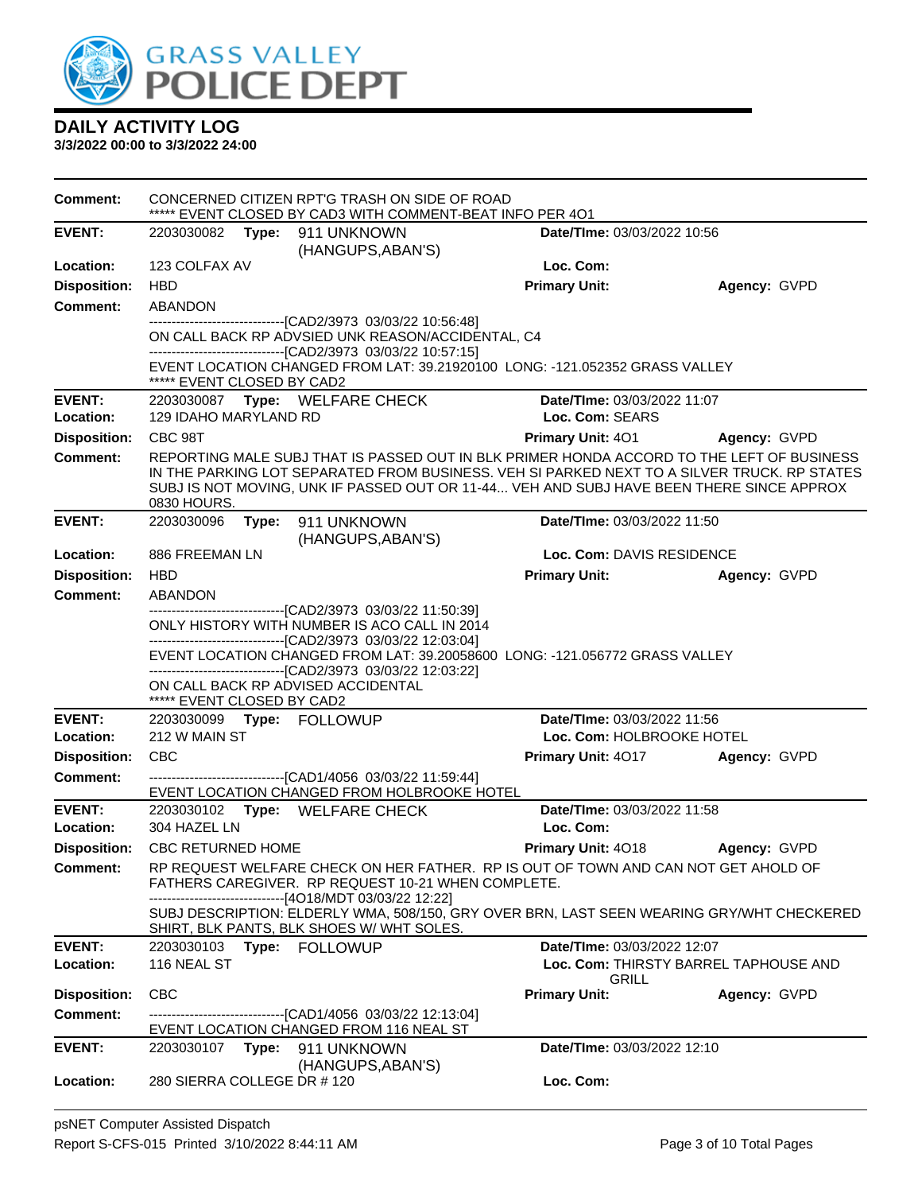**GRASS VALLEY POLICE DEPT**

## DAILY ACTIVITY LOG

**3/3/2022 00:00 to 3/3/2022 24:00**

**Comment:** CONCERNED CITIZEN RPT'G TRASH ON SIDE OF ROAD
***** EVENT CLOSED BY CAD3 WITH COMMENT-BEAT INFO PER 4O1

---

**EVENT:** 2203030082 **Type:** 911 UNKNOWN (HANGUPS,ABAN'S) **Date/TIme:** 03/03/2022 10:56
**Location:** 123 COLFAX AV **Loc. Com:**
**Disposition:** HBD **Primary Unit:** **Agency:** GVPD
**Comment:** ABANDON
------------------------------[CAD2/3973 03/03/22 10:56:48]
ON CALL BACK RP ADVSIED UNK REASON/ACCIDENTAL, C4
------------------------------[CAD2/3973 03/03/22 10:57:15]
EVENT LOCATION CHANGED FROM LAT: 39.21920100 LONG: -121.052352 GRASS VALLEY
***** EVENT CLOSED BY CAD2

---

**EVENT:** 2203030087 **Type:** WELFARE CHECK **Date/TIme:** 03/03/2022 11:07
**Location:** 129 IDAHO MARYLAND RD **Loc. Com:** SEARS
**Disposition:** CBC 98T **Primary Unit:** 4O1 **Agency:** GVPD
**Comment:** REPORTING MALE SUBJ THAT IS PASSED OUT IN BLK PRIMER HONDA ACCORD TO THE LEFT OF BUSINESS IN THE PARKING LOT SEPARATED FROM BUSINESS. VEH SI PARKED NEXT TO A SILVER TRUCK. RP STATES SUBJ IS NOT MOVING, UNK IF PASSED OUT OR 11-44... VEH AND SUBJ HAVE BEEN THERE SINCE APPROX 0830 HOURS.

---

**EVENT:** 2203030096 **Type:** 911 UNKNOWN (HANGUPS,ABAN'S) **Date/TIme:** 03/03/2022 11:50
**Location:** 886 FREEMAN LN **Loc. Com:** DAVIS RESIDENCE
**Disposition:** HBD **Primary Unit:** **Agency:** GVPD
**Comment:** ABANDON
------------------------------[CAD2/3973 03/03/22 11:50:39]
ONLY HISTORY WITH NUMBER IS ACO CALL IN 2014
------------------------------[CAD2/3973 03/03/22 12:03:04]
EVENT LOCATION CHANGED FROM LAT: 39.20058600 LONG: -121.056772 GRASS VALLEY
------------------------------[CAD2/3973 03/03/22 12:03:22]
ON CALL BACK RP ADVISED ACCIDENTAL
***** EVENT CLOSED BY CAD2

---

**EVENT:** 2203030099 **Type:** FOLLOWUP **Date/TIme:** 03/03/2022 11:56
**Location:** 212 W MAIN ST **Loc. Com:** HOLBROOKE HOTEL
**Disposition:** CBC **Primary Unit:** 4O17 **Agency:** GVPD
**Comment:** ------------------------------[CAD1/4056 03/03/22 11:59:44]
EVENT LOCATION CHANGED FROM HOLBROOKE HOTEL

---

**EVENT:** 2203030102 **Type:** WELFARE CHECK **Date/TIme:** 03/03/2022 11:58
**Location:** 304 HAZEL LN **Loc. Com:**
**Disposition:** CBC RETURNED HOME **Primary Unit:** 4O18 **Agency:** GVPD
**Comment:** RP REQUEST WELFARE CHECK ON HER FATHER. RP IS OUT OF TOWN AND CAN NOT GET AHOLD OF FATHERS CAREGIVER. RP REQUEST 10-21 WHEN COMPLETE.
------------------------------[4O18/MDT 03/03/22 12:22]
SUBJ DESCRIPTION: ELDERLY WMA, 508/150, GRY OVER BRN, LAST SEEN WEARING GRY/WHT CHECKERED SHIRT, BLK PANTS, BLK SHOES W/ WHT SOLES.

---

**EVENT:** 2203030103 **Type:** FOLLOWUP **Date/TIme:** 03/03/2022 12:07
**Location:** 116 NEAL ST **Loc. Com:** THIRSTY BARREL TAPHOUSE AND GRILL
**Disposition:** CBC **Primary Unit:** **Agency:** GVPD
**Comment:** ------------------------------[CAD1/4056 03/03/22 12:13:04]
EVENT LOCATION CHANGED FROM 116 NEAL ST

---

**EVENT:** 2203030107 **Type:** 911 UNKNOWN (HANGUPS,ABAN'S) **Date/TIme:** 03/03/2022 12:10
**Location:** 280 SIERRA COLLEGE DR # 120 **Loc. Com:**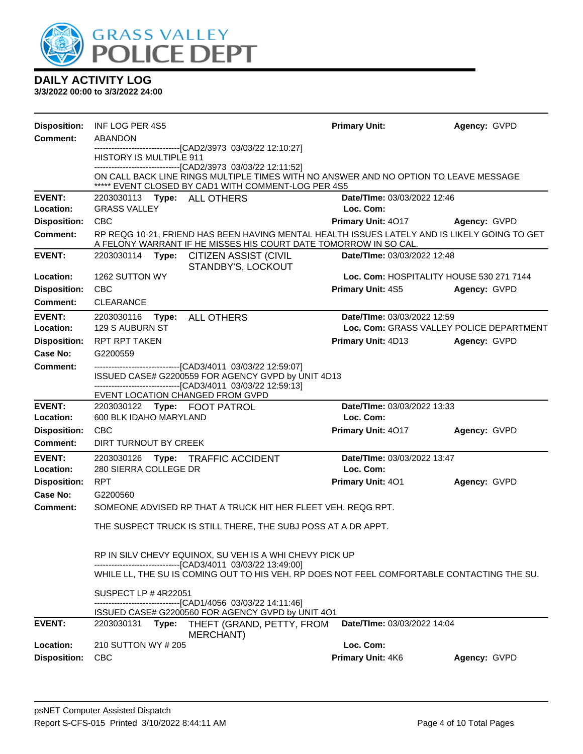# GRASS VALLEY POLICE DEPT

## DAILY ACTIVITY LOG

**3/3/2022 00:00 to 3/3/2022 24:00**

**Disposition:** INF LOG PER 4S5 **Primary Unit:** **Agency:** GVPD
**Comment:** ABANDON
------------------------------[CAD2/3973 03/03/22 12:10:27]
HISTORY IS MULTIPLE 911
------------------------------[CAD2/3973 03/03/22 12:11:52]
ON CALL BACK LINE RINGS MULTIPLE TIMES WITH NO ANSWER AND NO OPTION TO LEAVE MESSAGE
***** EVENT CLOSED BY CAD1 WITH COMMENT-LOG PER 4S5

---

**EVENT:** 2203030113 **Type:** ALL OTHERS **Date/TIme:** 03/03/2022 12:46
**Location:** GRASS VALLEY **Loc. Com:**
**Disposition:** CBC **Primary Unit:** 4O17 **Agency:** GVPD
**Comment:** RP REQG 10-21, FRIEND HAS BEEN HAVING MENTAL HEALTH ISSUES LATELY AND IS LIKELY GOING TO GET A FELONY WARRANT IF HE MISSES HIS COURT DATE TOMORROW IN SO CAL.

---

**EVENT:** 2203030114 **Type:** CITIZEN ASSIST (CIVIL STANDBY'S, LOCKOUT **Date/TIme:** 03/03/2022 12:48
**Location:** 1262 SUTTON WY **Loc. Com:** HOSPITALITY HOUSE 530 271 7144
**Disposition:** CBC **Primary Unit:** 4S5 **Agency:** GVPD
**Comment:** CLEARANCE

---

**EVENT:** 2203030116 **Type:** ALL OTHERS **Date/TIme:** 03/03/2022 12:59
**Location:** 129 S AUBURN ST **Loc. Com:** GRASS VALLEY POLICE DEPARTMENT
**Disposition:** RPT RPT TAKEN **Primary Unit:** 4D13 **Agency:** GVPD
**Case No:** G2200559
**Comment:** ------------------------------[CAD3/4011 03/03/22 12:59:07]
ISSUED CASE# G2200559 FOR AGENCY GVPD by UNIT 4D13
------------------------------[CAD3/4011 03/03/22 12:59:13]
EVENT LOCATION CHANGED FROM GVPD

---

**EVENT:** 2203030122 **Type:** FOOT PATROL **Date/TIme:** 03/03/2022 13:33
**Location:** 600 BLK IDAHO MARYLAND **Loc. Com:**
**Disposition:** CBC **Primary Unit:** 4O17 **Agency:** GVPD
**Comment:** DIRT TURNOUT BY CREEK

---

**EVENT:** 2203030126 **Type:** TRAFFIC ACCIDENT **Date/TIme:** 03/03/2022 13:47
**Location:** 280 SIERRA COLLEGE DR **Loc. Com:**
**Disposition:** RPT **Primary Unit:** 4O1 **Agency:** GVPD
**Case No:** G2200560
**Comment:** SOMEONE ADVISED RP THAT A TRUCK HIT HER FLEET VEH. REQG RPT.

THE SUSPECT TRUCK IS STILL THERE, THE SUBJ POSS AT A DR APPT.

RP IN SILV CHEVY EQUINOX, SU VEH IS A WHI CHEVY PICK UP
------------------------------[CAD3/4011 03/03/22 13:49:00]
WHILE LL, THE SU IS COMING OUT TO HIS VEH. RP DOES NOT FEEL COMFORTABLE CONTACTING THE SU.

SUSPECT LP # 4R22051
------------------------------[CAD1/4056 03/03/22 14:11:46]
ISSUED CASE# G2200560 FOR AGENCY GVPD by UNIT 4O1

---

**EVENT:** 2203030131 **Type:** THEFT (GRAND, PETTY, FROM MERCHANT) **Date/TIme:** 03/03/2022 14:04
**Location:** 210 SUTTON WY # 205 **Loc. Com:**
**Disposition:** CBC **Primary Unit:** 4K6 **Agency:** GVPD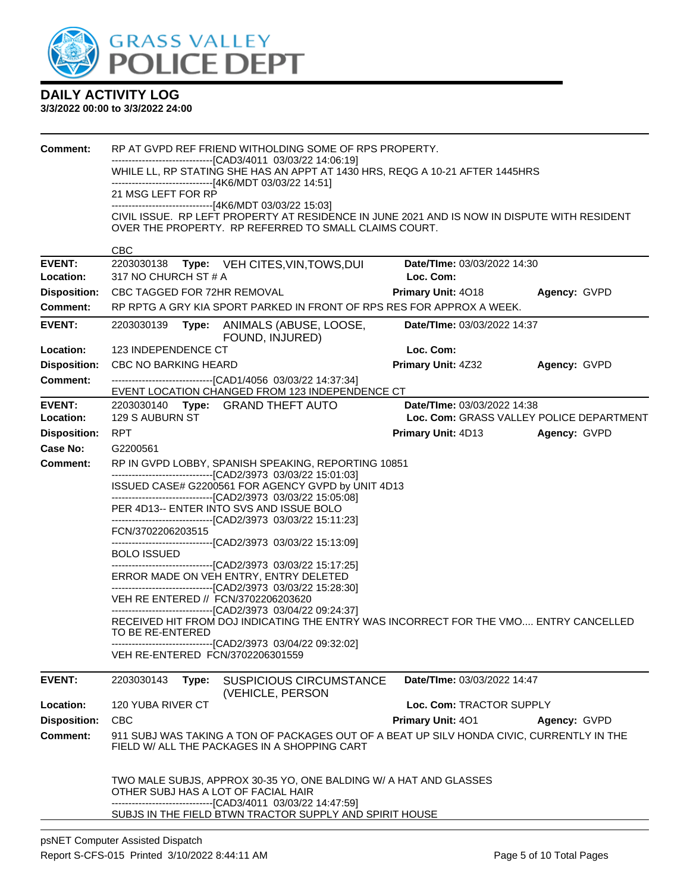**DAILY ACTIVITY LOG**
**3/3/2022 00:00 to 3/3/2022 24:00**

**Comment:** RP AT GVPD REF FRIEND WITHOLDING SOME OF RPS PROPERTY.
------------------------------[CAD3/4011 03/03/22 14:06:19]
WHILE LL, RP STATING SHE HAS AN APPT AT 1430 HRS, REQG A 10-21 AFTER 1445HRS
------------------------------[4K6/MDT 03/03/22 14:51]
21 MSG LEFT FOR RP
------------------------------[4K6/MDT 03/03/22 15:03]
CIVIL ISSUE. RP LEFT PROPERTY AT RESIDENCE IN JUNE 2021 AND IS NOW IN DISPUTE WITH RESIDENT OVER THE PROPERTY. RP REFERRED TO SMALL CLAIMS COURT.

CBC

---

**EVENT:** 2203030138 **Type:** VEH CITES,VIN,TOWS,DUI **Date/TIme:** 03/03/2022 14:30
**Location:** 317 NO CHURCH ST # A **Loc. Com:**
**Disposition:** CBC TAGGED FOR 72HR REMOVAL **Primary Unit:** 4O18 **Agency:** GVPD
**Comment:** RP RPTG A GRY KIA SPORT PARKED IN FRONT OF RPS RES FOR APPROX A WEEK.

---

**EVENT:** 2203030139 **Type:** ANIMALS (ABUSE, LOOSE, FOUND, INJURED) **Date/TIme:** 03/03/2022 14:37
**Location:** 123 INDEPENDENCE CT **Loc. Com:**
**Disposition:** CBC NO BARKING HEARD **Primary Unit:** 4Z32 **Agency:** GVPD
**Comment:** ------------------------------[CAD1/4056 03/03/22 14:37:34]
EVENT LOCATION CHANGED FROM 123 INDEPENDENCE CT

---

**EVENT:** 2203030140 **Type:** GRAND THEFT AUTO **Date/TIme:** 03/03/2022 14:38
**Location:** 129 S AUBURN ST **Loc. Com:** GRASS VALLEY POLICE DEPARTMENT
**Disposition:** RPT **Primary Unit:** 4D13 **Agency:** GVPD
**Case No:** G2200561
**Comment:** RP IN GVPD LOBBY, SPANISH SPEAKING, REPORTING 10851
------------------------------[CAD2/3973 03/03/22 15:01:03]
ISSUED CASE# G2200561 FOR AGENCY GVPD by UNIT 4D13
------------------------------[CAD2/3973 03/03/22 15:05:08]
PER 4D13-- ENTER INTO SVS AND ISSUE BOLO
------------------------------[CAD2/3973 03/03/22 15:11:23]
FCN/3702206203515
------------------------------[CAD2/3973 03/03/22 15:13:09]
BOLO ISSUED
------------------------------[CAD2/3973 03/03/22 15:17:25]
ERROR MADE ON VEH ENTRY, ENTRY DELETED
------------------------------[CAD2/3973 03/03/22 15:28:30]
VEH RE ENTERED // FCN/3702206203620
------------------------------[CAD2/3973 03/04/22 09:24:37]
RECEIVED HIT FROM DOJ INDICATING THE ENTRY WAS INCORRECT FOR THE VMO.... ENTRY CANCELLED TO BE RE-ENTERED
------------------------------[CAD2/3973 03/04/22 09:32:02]
VEH RE-ENTERED FCN/3702206301559

---

**EVENT:** 2203030143 **Type:** SUSPICIOUS CIRCUMSTANCE (VEHICLE, PERSON **Date/TIme:** 03/03/2022 14:47
**Location:** 120 YUBA RIVER CT **Loc. Com:** TRACTOR SUPPLY
**Disposition:** CBC **Primary Unit:** 4O1 **Agency:** GVPD
**Comment:** 911 SUBJ WAS TAKING A TON OF PACKAGES OUT OF A BEAT UP SILV HONDA CIVIC, CURRENTLY IN THE FIELD W/ ALL THE PACKAGES IN A SHOPPING CART

TWO MALE SUBJS, APPROX 30-35 YO, ONE BALDING W/ A HAT AND GLASSES
OTHER SUBJ HAS A LOT OF FACIAL HAIR
------------------------------[CAD3/4011 03/03/22 14:47:59]
SUBJS IN THE FIELD BTWN TRACTOR SUPPLY AND SPIRIT HOUSE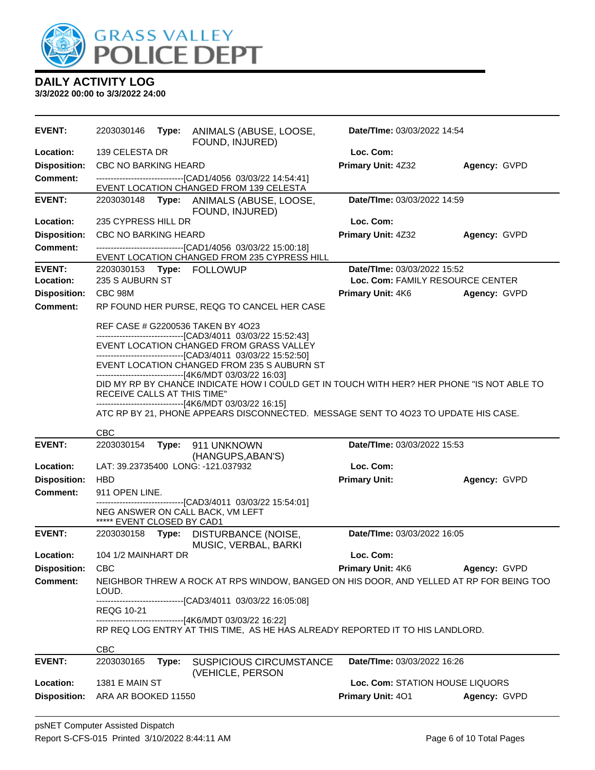# DAILY ACTIVITY LOG

**3/3/2022 00:00 to 3/3/2022 24:00**

---

**EVENT:** 2203030146 **Type:** ANIMALS (ABUSE, LOOSE, FOUND, INJURED) **Date/TIme:** 03/03/2022 14:54
**Location:** 139 CELESTA DR **Loc. Com:**
**Disposition:** CBC NO BARKING HEARD **Primary Unit:** 4Z32 **Agency:** GVPD
**Comment:**
------------------------------[CAD1/4056 03/03/22 14:54:41]
EVENT LOCATION CHANGED FROM 139 CELESTA

---

**EVENT:** 2203030148 **Type:** ANIMALS (ABUSE, LOOSE, FOUND, INJURED) **Date/TIme:** 03/03/2022 14:59
**Location:** 235 CYPRESS HILL DR **Loc. Com:**
**Disposition:** CBC NO BARKING HEARD **Primary Unit:** 4Z32 **Agency:** GVPD
**Comment:**
------------------------------[CAD1/4056 03/03/22 15:00:18]
EVENT LOCATION CHANGED FROM 235 CYPRESS HILL

---

**EVENT:** 2203030153 **Type:** FOLLOWUP **Date/TIme:** 03/03/2022 15:52
**Location:** 235 S AUBURN ST **Loc. Com:** FAMILY RESOURCE CENTER
**Disposition:** CBC 98M **Primary Unit:** 4K6 **Agency:** GVPD
**Comment:** RP FOUND HER PURSE, REQG TO CANCEL HER CASE

REF CASE # G2200536 TAKEN BY 4O23
------------------------------[CAD3/4011 03/03/22 15:52:43]
EVENT LOCATION CHANGED FROM GRASS VALLEY
------------------------------[CAD3/4011 03/03/22 15:52:50]
EVENT LOCATION CHANGED FROM 235 S AUBURN ST
------------------------------[4K6/MDT 03/03/22 16:03]
DID MY RP BY CHANCE INDICATE HOW I COULD GET IN TOUCH WITH HER? HER PHONE "IS NOT ABLE TO RECEIVE CALLS AT THIS TIME"
------------------------------[4K6/MDT 03/03/22 16:15]
ATC RP BY 21, PHONE APPEARS DISCONNECTED. MESSAGE SENT TO 4O23 TO UPDATE HIS CASE.

CBC

---

**EVENT:** 2203030154 **Type:** 911 UNKNOWN (HANGUPS,ABAN'S) **Date/TIme:** 03/03/2022 15:53
**Location:** LAT: 39.23735400 LONG: -121.037932 **Loc. Com:**
**Disposition:** HBD **Primary Unit:** **Agency:** GVPD
**Comment:** 911 OPEN LINE.
------------------------------[CAD3/4011 03/03/22 15:54:01]
NEG ANSWER ON CALL BACK, VM LEFT
***** EVENT CLOSED BY CAD1

---

**EVENT:** 2203030158 **Type:** DISTURBANCE (NOISE, MUSIC, VERBAL, BARKI **Date/TIme:** 03/03/2022 16:05
**Location:** 104 1/2 MAINHART DR **Loc. Com:**
**Disposition:** CBC **Primary Unit:** 4K6 **Agency:** GVPD
**Comment:** NEIGHBOR THREW A ROCK AT RPS WINDOW, BANGED ON HIS DOOR, AND YELLED AT RP FOR BEING TOO LOUD.
------------------------------[CAD3/4011 03/03/22 16:05:08]
REQG 10-21
------------------------------[4K6/MDT 03/03/22 16:22]
RP REQ LOG ENTRY AT THIS TIME, AS HE HAS ALREADY REPORTED IT TO HIS LANDLORD.

CBC

---

**EVENT:** 2203030165 **Type:** SUSPICIOUS CIRCUMSTANCE (VEHICLE, PERSON **Date/TIme:** 03/03/2022 16:26
**Location:** 1381 E MAIN ST **Loc. Com:** STATION HOUSE LIQUORS
**Disposition:** ARA AR BOOKED 11550 **Primary Unit:** 4O1 **Agency:** GVPD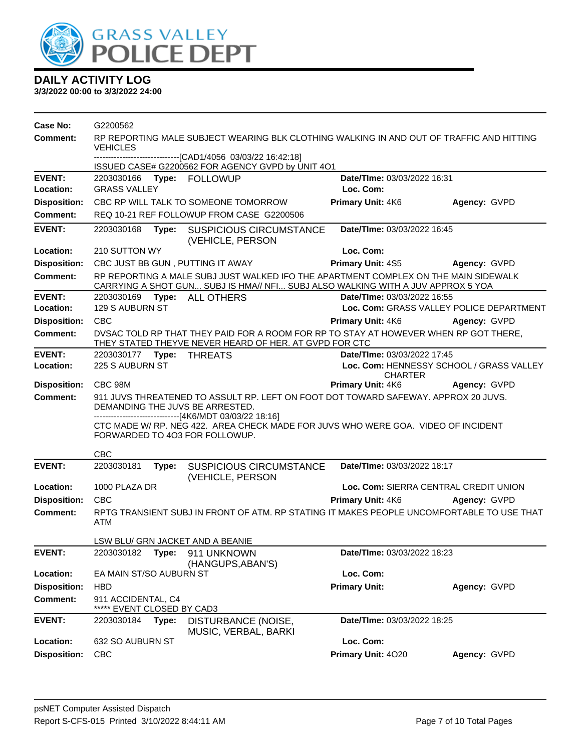# GRASS VALLEY POLICE DEPT

## DAILY ACTIVITY LOG

**3/3/2022 00:00 to 3/3/2022 24:00**

**Case No:** G2200562

**Comment:** RP REPORTING MALE SUBJECT WEARING BLK CLOTHING WALKING IN AND OUT OF TRAFFIC AND HITTING VEHICLES
------------------------------[CAD1/4056 03/03/22 16:42:18]
ISSUED CASE# G2200562 FOR AGENCY GVPD by UNIT 4O1

---

**EVENT:** 2203030166 **Type:** FOLLOWUP **Date/TIme:** 03/03/2022 16:31
**Location:** GRASS VALLEY **Loc. Com:**
**Disposition:** CBC RP WILL TALK TO SOMEONE TOMORROW **Primary Unit:** 4K6 **Agency:** GVPD
**Comment:** REQ 10-21 REF FOLLOWUP FROM CASE G2200506

---

**EVENT:** 2203030168 **Type:** SUSPICIOUS CIRCUMSTANCE (VEHICLE, PERSON **Date/TIme:** 03/03/2022 16:45
**Location:** 210 SUTTON WY **Loc. Com:**
**Disposition:** CBC JUST BB GUN , PUTTING IT AWAY **Primary Unit:** 4S5 **Agency:** GVPD
**Comment:** RP REPORTING A MALE SUBJ JUST WALKED IFO THE APARTMENT COMPLEX ON THE MAIN SIDEWALK CARRYING A SHOT GUN... SUBJ IS HMA// NFI... SUBJ ALSO WALKING WITH A JUV APPROX 5 YOA

---

**EVENT:** 2203030169 **Type:** ALL OTHERS **Date/TIme:** 03/03/2022 16:55
**Location:** 129 S AUBURN ST **Loc. Com:** GRASS VALLEY POLICE DEPARTMENT
**Disposition:** CBC **Primary Unit:** 4K6 **Agency:** GVPD
**Comment:** DVSAC TOLD RP THAT THEY PAID FOR A ROOM FOR RP TO STAY AT HOWEVER WHEN RP GOT THERE, THEY STATED THEYVE NEVER HEARD OF HER. AT GVPD FOR CTC

---

**EVENT:** 2203030177 **Type:** THREATS **Date/TIme:** 03/03/2022 17:45
**Location:** 225 S AUBURN ST **Loc. Com:** HENNESSY SCHOOL / GRASS VALLEY CHARTER
**Disposition:** CBC 98M **Primary Unit:** 4K6 **Agency:** GVPD
**Comment:** 911 JUVS THREATENED TO ASSULT RP. LEFT ON FOOT DOT TOWARD SAFEWAY. APPROX 20 JUVS. DEMANDING THE JUVS BE ARRESTED.
------------------------------[4K6/MDT 03/03/22 18:16]
CTC MADE W/ RP. NEG 422. AREA CHECK MADE FOR JUVS WHO WERE GOA. VIDEO OF INCIDENT FORWARDED TO 4O3 FOR FOLLOWUP.

CBC

---

**EVENT:** 2203030181 **Type:** SUSPICIOUS CIRCUMSTANCE (VEHICLE, PERSON **Date/TIme:** 03/03/2022 18:17
**Location:** 1000 PLAZA DR **Loc. Com:** SIERRA CENTRAL CREDIT UNION
**Disposition:** CBC **Primary Unit:** 4K6 **Agency:** GVPD
**Comment:** RPTG TRANSIENT SUBJ IN FRONT OF ATM. RP STATING IT MAKES PEOPLE UNCOMFORTABLE TO USE THAT ATM

LSW BLU/ GRN JACKET AND A BEANIE

---

**EVENT:** 2203030182 **Type:** 911 UNKNOWN (HANGUPS,ABAN'S) **Date/TIme:** 03/03/2022 18:23
**Location:** EA MAIN ST/SO AUBURN ST **Loc. Com:**
**Disposition:** HBD **Primary Unit:** **Agency:** GVPD
**Comment:** 911 ACCIDENTAL, C4
***** EVENT CLOSED BY CAD3

---

**EVENT:** 2203030184 **Type:** DISTURBANCE (NOISE, MUSIC, VERBAL, BARKI **Date/TIme:** 03/03/2022 18:25
**Location:** 632 SO AUBURN ST **Loc. Com:**
**Disposition:** CBC **Primary Unit:** 4O20 **Agency:** GVPD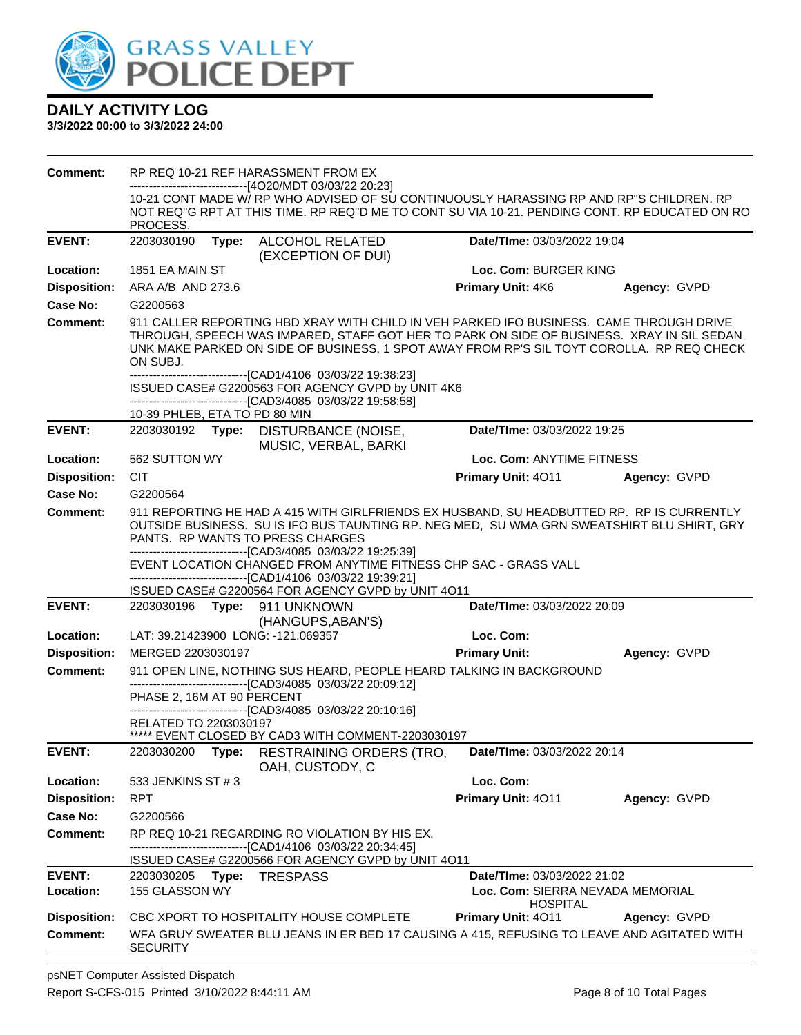# DAILY ACTIVITY LOG

**3/3/2022 00:00 to 3/3/2022 24:00**

**Comment:** RP REQ 10-21 REF HARASSMENT FROM EX
------------------------------[4O20/MDT 03/03/22 20:23]
10-21 CONT MADE W/ RP WHO ADVISED OF SU CONTINUOUSLY HARASSING RP AND RP"S CHILDREN. RP NOT REQ"G RPT AT THIS TIME. RP REQ"D ME TO CONT SU VIA 10-21. PENDING CONT. RP EDUCATED ON RO PROCESS.

---

**EVENT:** 2203030190 **Type:** ALCOHOL RELATED (EXCEPTION OF DUI) **Date/TIme:** 03/03/2022 19:04
**Location:** 1851 EA MAIN ST **Loc. Com:** BURGER KING
**Disposition:** ARA A/B AND 273.6 **Primary Unit:** 4K6 **Agency:** GVPD
**Case No:** G2200563
**Comment:** 911 CALLER REPORTING HBD XRAY WITH CHILD IN VEH PARKED IFO BUSINESS. CAME THROUGH DRIVE THROUGH, SPEECH WAS IMPARED, STAFF GOT HER TO PARK ON SIDE OF BUSINESS. XRAY IN SIL SEDAN UNK MAKE PARKED ON SIDE OF BUSINESS, 1 SPOT AWAY FROM RP'S SIL TOYT COROLLA. RP REQ CHECK ON SUBJ.
------------------------------[CAD1/4106 03/03/22 19:38:23]
ISSUED CASE# G2200563 FOR AGENCY GVPD by UNIT 4K6
------------------------------[CAD3/4085 03/03/22 19:58:58]
10-39 PHLEB, ETA TO PD 80 MIN

---

**EVENT:** 2203030192 **Type:** DISTURBANCE (NOISE, MUSIC, VERBAL, BARKI **Date/TIme:** 03/03/2022 19:25
**Location:** 562 SUTTON WY **Loc. Com:** ANYTIME FITNESS
**Disposition:** CIT **Primary Unit:** 4O11 **Agency:** GVPD
**Case No:** G2200564
**Comment:** 911 REPORTING HE HAD A 415 WITH GIRLFRIENDS EX HUSBAND, SU HEADBUTTED RP. RP IS CURRENTLY OUTSIDE BUSINESS. SU IS IFO BUS TAUNTING RP. NEG MED, SU WMA GRN SWEATSHIRT BLU SHIRT, GRY PANTS. RP WANTS TO PRESS CHARGES
------------------------------[CAD3/4085 03/03/22 19:25:39]
EVENT LOCATION CHANGED FROM ANYTIME FITNESS CHP SAC - GRASS VALL
------------------------------[CAD1/4106 03/03/22 19:39:21]
ISSUED CASE# G2200564 FOR AGENCY GVPD by UNIT 4O11

---

**EVENT:** 2203030196 **Type:** 911 UNKNOWN (HANGUPS,ABAN'S) **Date/TIme:** 03/03/2022 20:09
**Location:** LAT: 39.21423900 LONG: -121.069357 **Loc. Com:**
**Disposition:** MERGED 2203030197 **Primary Unit:** **Agency:** GVPD
**Comment:** 911 OPEN LINE, NOTHING SUS HEARD, PEOPLE HEARD TALKING IN BACKGROUND
------------------------------[CAD3/4085 03/03/22 20:09:12]
PHASE 2, 16M AT 90 PERCENT
------------------------------[CAD3/4085 03/03/22 20:10:16]
RELATED TO 2203030197
***** EVENT CLOSED BY CAD3 WITH COMMENT-2203030197

---

**EVENT:** 2203030200 **Type:** RESTRAINING ORDERS (TRO, OAH, CUSTODY, C **Date/TIme:** 03/03/2022 20:14
**Location:** 533 JENKINS ST # 3 **Loc. Com:**
**Disposition:** RPT **Primary Unit:** 4O11 **Agency:** GVPD
**Case No:** G2200566
**Comment:** RP REQ 10-21 REGARDING RO VIOLATION BY HIS EX.
------------------------------[CAD1/4106 03/03/22 20:34:45]
ISSUED CASE# G2200566 FOR AGENCY GVPD by UNIT 4O11

---

**EVENT:** 2203030205 **Type:** TRESPASS **Date/TIme:** 03/03/2022 21:02
**Location:** 155 GLASSON WY **Loc. Com:** SIERRA NEVADA MEMORIAL HOSPITAL
**Disposition:** CBC XPORT TO HOSPITALITY HOUSE COMPLETE **Primary Unit:** 4O11 **Agency:** GVPD
**Comment:** WFA GRUY SWEATER BLU JEANS IN ER BED 17 CAUSING A 415, REFUSING TO LEAVE AND AGITATED WITH SECURITY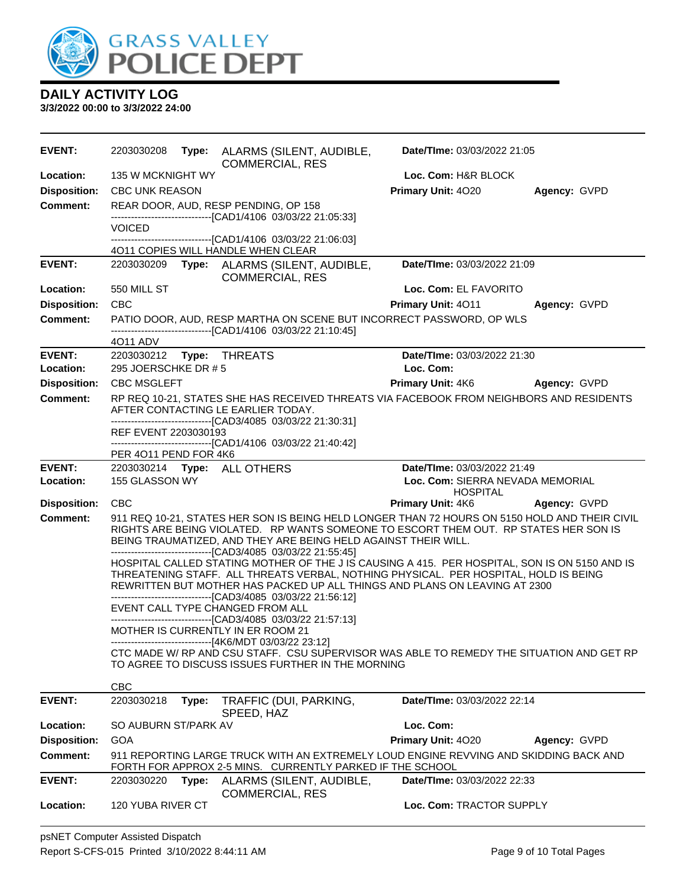# GRASS VALLEY POLICE DEPT

## DAILY ACTIVITY LOG

**3/3/2022 00:00 to 3/3/2022 24:00**

| | | | |
|---|---|---|---|
| **EVENT:** | 2203030208 **Type:** ALARMS (SILENT, AUDIBLE, COMMERCIAL, RES | **Date/TIme:** 03/03/2022 21:05 | |
| **Location:** | 135 W MCKNIGHT WY | **Loc. Com:** H&R BLOCK | |
| **Disposition:** | CBC UNK REASON | **Primary Unit:** 4O20 | **Agency:** GVPD |
| **Comment:** | REAR DOOR, AUD, RESP PENDING, OP 158<br>------------------------------[CAD1/4106 03/03/22 21:05:33]<br>VOICED<br>------------------------------[CAD1/4106 03/03/22 21:06:03]<br>4O11 COPIES WILL HANDLE WHEN CLEAR | | |

| | | | |
|---|---|---|---|
| **EVENT:** | 2203030209 **Type:** ALARMS (SILENT, AUDIBLE, COMMERCIAL, RES | **Date/TIme:** 03/03/2022 21:09 | |
| **Location:** | 550 MILL ST | **Loc. Com:** EL FAVORITO | |
| **Disposition:** | CBC | **Primary Unit:** 4O11 | **Agency:** GVPD |
| **Comment:** | PATIO DOOR, AUD, RESP MARTHA ON SCENE BUT INCORRECT PASSWORD, OP WLS<br>------------------------------[CAD1/4106 03/03/22 21:10:45]<br>4O11 ADV | | |

| | | | |
|---|---|---|---|
| **EVENT:** | 2203030212 **Type:** THREATS | **Date/TIme:** 03/03/2022 21:30 | |
| **Location:** | 295 JOERSCHKE DR # 5 | **Loc. Com:** | |
| **Disposition:** | CBC MSGLEFT | **Primary Unit:** 4K6 | **Agency:** GVPD |
| **Comment:** | RP REQ 10-21, STATES SHE HAS RECEIVED THREATS VIA FACEBOOK FROM NEIGHBORS AND RESIDENTS AFTER CONTACTING LE EARLIER TODAY.<br>------------------------------[CAD3/4085 03/03/22 21:30:31]<br>REF EVENT 2203030193<br>------------------------------[CAD1/4106 03/03/22 21:40:42]<br>PER 4O11 PEND FOR 4K6 | | |

| | | | |
|---|---|---|---|
| **EVENT:** | 2203030214 **Type:** ALL OTHERS | **Date/TIme:** 03/03/2022 21:49 | |
| **Location:** | 155 GLASSON WY | **Loc. Com:** SIERRA NEVADA MEMORIAL HOSPITAL | |
| **Disposition:** | CBC | **Primary Unit:** 4K6 | **Agency:** GVPD |
| **Comment:** | 911 REQ 10-21, STATES HER SON IS BEING HELD LONGER THAN 72 HOURS ON 5150 HOLD AND THEIR CIVIL RIGHTS ARE BEING VIOLATED. RP WANTS SOMEONE TO ESCORT THEM OUT. RP STATES HER SON IS BEING TRAUMATIZED, AND THEY ARE BEING HELD AGAINST THEIR WILL.<br>------------------------------[CAD3/4085 03/03/22 21:55:45]<br>HOSPITAL CALLED STATING MOTHER OF THE J IS CAUSING A 415. PER HOSPITAL, SON IS ON 5150 AND IS THREATENING STAFF. ALL THREATS VERBAL, NOTHING PHYSICAL. PER HOSPITAL, HOLD IS BEING REWRITTEN BUT MOTHER HAS PACKED UP ALL THINGS AND PLANS ON LEAVING AT 2300<br>------------------------------[CAD3/4085 03/03/22 21:56:12]<br>EVENT CALL TYPE CHANGED FROM ALL<br>------------------------------[CAD3/4085 03/03/22 21:57:13]<br>MOTHER IS CURRENTLY IN ER ROOM 21<br>------------------------------[4K6/MDT 03/03/22 23:12]<br>CTC MADE W/ RP AND CSU STAFF. CSU SUPERVISOR WAS ABLE TO REMEDY THE SITUATION AND GET RP TO AGREE TO DISCUSS ISSUES FURTHER IN THE MORNING<br><br>CBC | | |

| | | | |
|---|---|---|---|
| **EVENT:** | 2203030218 **Type:** TRAFFIC (DUI, PARKING, SPEED, HAZ | **Date/TIme:** 03/03/2022 22:14 | |
| **Location:** | SO AUBURN ST/PARK AV | **Loc. Com:** | |
| **Disposition:** | GOA | **Primary Unit:** 4O20 | **Agency:** GVPD |
| **Comment:** | 911 REPORTING LARGE TRUCK WITH AN EXTREMELY LOUD ENGINE REVVING AND SKIDDING BACK AND FORTH FOR APPROX 2-5 MINS. CURRENTLY PARKED IF THE SCHOOL | | |

| | | | |
|---|---|---|---|
| **EVENT:** | 2203030220 **Type:** ALARMS (SILENT, AUDIBLE, COMMERCIAL, RES | **Date/TIme:** 03/03/2022 22:33 | |
| **Location:** | 120 YUBA RIVER CT | **Loc. Com:** TRACTOR SUPPLY | |

psNET Computer Assisted Dispatch

Report S-CFS-015 Printed 3/10/2022 8:44:11 AM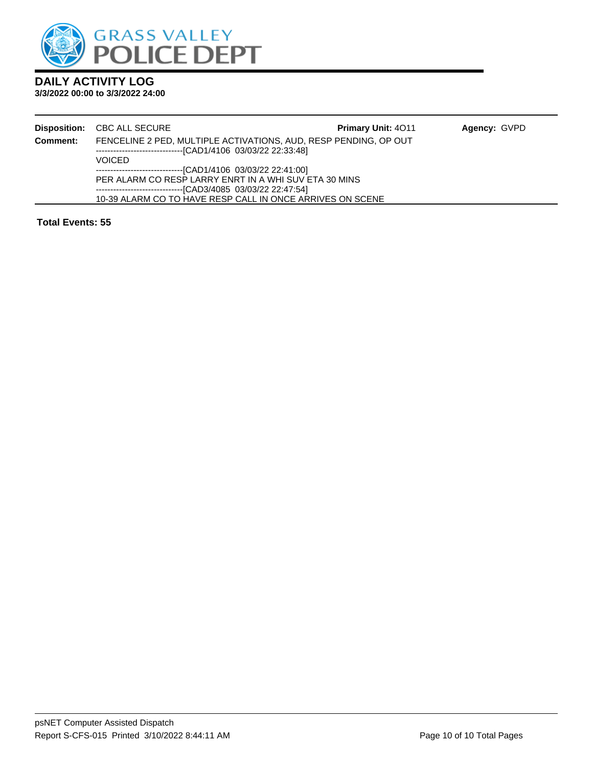**DAILY ACTIVITY LOG**
**3/3/2022 00:00 to 3/3/2022 24:00**

**Disposition:** CBC ALL SECURE **Primary Unit:** 4O11 **Agency:** GVPD

**Comment:** FENCELINE 2 PED, MULTIPLE ACTIVATIONS, AUD, RESP PENDING, OP OUT
------------------------------[CAD1/4106 03/03/22 22:33:48]
VOICED
------------------------------[CAD1/4106 03/03/22 22:41:00]
PER ALARM CO RESP LARRY ENRT IN A WHI SUV ETA 30 MINS
------------------------------[CAD3/4085 03/03/22 22:47:54]
10-39 ALARM CO TO HAVE RESP CALL IN ONCE ARRIVES ON SCENE

**Total Events: 55**

psNET Computer Assisted Dispatch
Report S-CFS-015 Printed 3/10/2022 8:44:11 AM